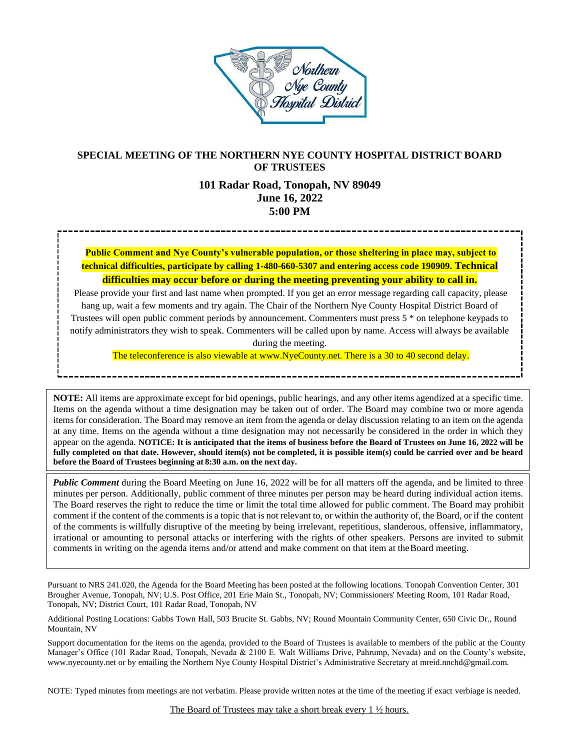Northern Nye County Hospital District

## SPECIAL MEETING OF THE NORTHERN NYE COUNTY HOSPITAL DISTRICT BOARD OF TRUSTEES

### 101 Radar Road, Tonopah, NV 89049
### June 16, 2022
### 5:00 PM

**Public Comment and Nye County's vulnerable population, or those sheltering in place may, subject to technical difficulties, participate by calling 1-480-660-5307 and entering access code 190909. Technical difficulties may occur before or during the meeting preventing your ability to call in.**

Please provide your first and last name when prompted. If you get an error message regarding call capacity, please hang up, wait a few moments and try again. The Chair of the Northern Nye County Hospital District Board of Trustees will open public comment periods by announcement. Commenters must press 5 * on telephone keypads to notify administrators they wish to speak. Commenters will be called upon by name. Access will always be available during the meeting.

The teleconference is also viewable at www.NyeCounty.net. There is a 30 to 40 second delay.

**NOTE:** All items are approximate except for bid openings, public hearings, and any other items agendized at a specific time. Items on the agenda without a time designation may be taken out of order. The Board may combine two or more agenda items for consideration. The Board may remove an item from the agenda or delay discussion relating to an item on the agenda at any time. Items on the agenda without a time designation may not necessarily be considered in the order in which they appear on the agenda. **NOTICE: It is anticipated that the items of business before the Board of Trustees on June 16, 2022 will be fully completed on that date. However, should item(s) not be completed, it is possible item(s) could be carried over and be heard before the Board of Trustees beginning at 8:30 a.m. on the next day.**

***Public Comment*** during the Board Meeting on June 16, 2022 will be for all matters off the agenda, and be limited to three minutes per person. Additionally, public comment of three minutes per person may be heard during individual action items. The Board reserves the right to reduce the time or limit the total time allowed for public comment. The Board may prohibit comment if the content of the comments is a topic that is not relevant to, or within the authority of, the Board, or if the content of the comments is willfully disruptive of the meeting by being irrelevant, repetitious, slanderous, offensive, inflammatory, irrational or amounting to personal attacks or interfering with the rights of other speakers. Persons are invited to submit comments in writing on the agenda items and/or attend and make comment on that item at the Board meeting.

Pursuant to NRS 241.020, the Agenda for the Board Meeting has been posted at the following locations. Tonopah Convention Center, 301 Brougher Avenue, Tonopah, NV; U.S. Post Office, 201 Erie Main St., Tonopah, NV; Commissioners' Meeting Room, 101 Radar Road, Tonopah, NV; District Court, 101 Radar Road, Tonopah, NV

Additional Posting Locations: Gabbs Town Hall, 503 Brucite St. Gabbs, NV; Round Mountain Community Center, 650 Civic Dr., Round Mountain, NV

Support documentation for the items on the agenda, provided to the Board of Trustees is available to members of the public at the County Manager's Office (101 Radar Road, Tonopah, Nevada & 2100 E. Walt Williams Drive, Pahrump, Nevada) and on the County's website, www.nyecounty.net or by emailing the Northern Nye County Hospital District's Administrative Secretary at mreid.nnchd@gmail.com.

NOTE: Typed minutes from meetings are not verbatim. Please provide written notes at the time of the meeting if exact verbiage is needed.

The Board of Trustees may take a short break every 1 ½ hours.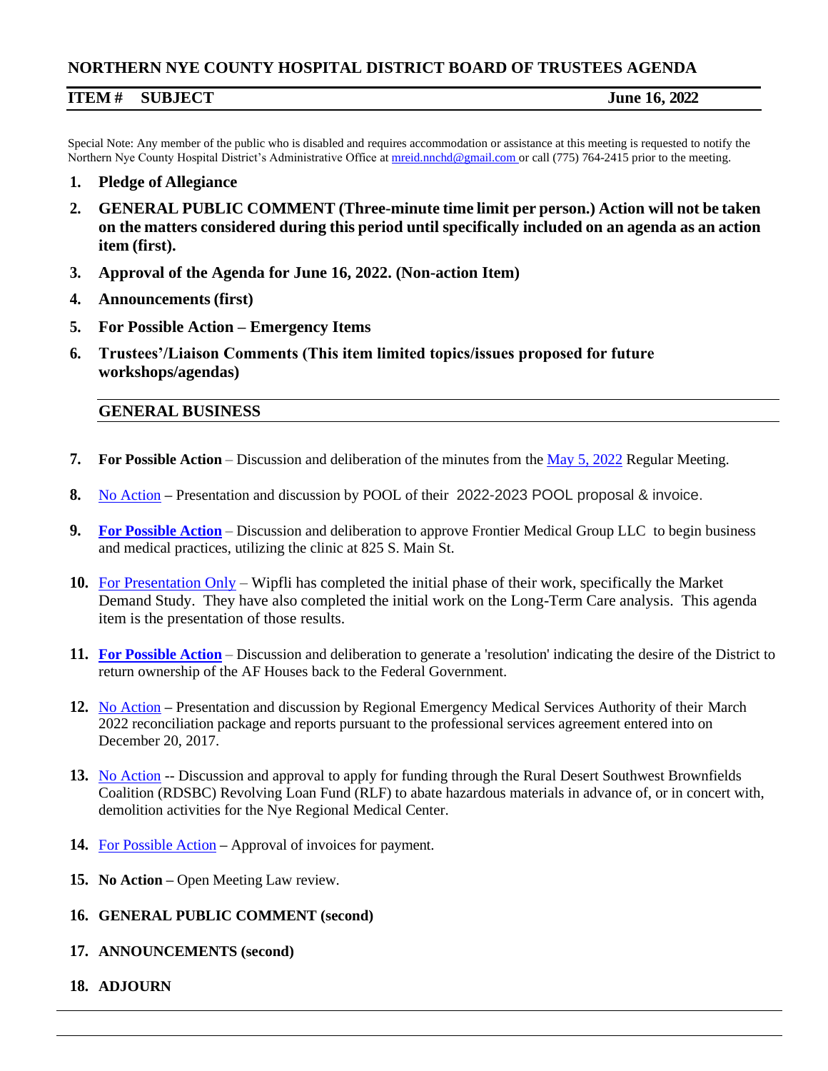## NORTHERN NYE COUNTY HOSPITAL DISTRICT BOARD OF TRUSTEES AGENDA

**ITEM # SUBJECT** **June 16, 2022**

Special Note: Any member of the public who is disabled and requires accommodation or assistance at this meeting is requested to notify the Northern Nye County Hospital District's Administrative Office at mreid.nnchd@gmail.com or call (775) 764-2415 prior to the meeting.

1. **Pledge of Allegiance**
2. **GENERAL PUBLIC COMMENT (Three-minute time limit per person.) Action will not be taken on the matters considered during this period until specifically included on an agenda as an action item (first).**
3. **Approval of the Agenda for June 16, 2022. (Non-action Item)**
4. **Announcements (first)**
5. **For Possible Action – Emergency Items**
6. **Trustees'/Liaison Comments (This item limited topics/issues proposed for future workshops/agendas)**

### GENERAL BUSINESS

7. **For Possible Action** – Discussion and deliberation of the minutes from the May 5, 2022 Regular Meeting.
8. No Action **–** Presentation and discussion by POOL of their 2022-2023 POOL proposal & invoice.
9. **For Possible Action** – Discussion and deliberation to approve Frontier Medical Group LLC to begin business and medical practices, utilizing the clinic at 825 S. Main St.
10. For Presentation Only – Wipfli has completed the initial phase of their work, specifically the Market Demand Study. They have also completed the initial work on the Long-Term Care analysis. This agenda item is the presentation of those results.
11. **For Possible Action** – Discussion and deliberation to generate a 'resolution' indicating the desire of the District to return ownership of the AF Houses back to the Federal Government.
12. No Action **–** Presentation and discussion by Regional Emergency Medical Services Authority of their March 2022 reconciliation package and reports pursuant to the professional services agreement entered into on December 20, 2017.
13. No Action -- Discussion and approval to apply for funding through the Rural Desert Southwest Brownfields Coalition (RDSBC) Revolving Loan Fund (RLF) to abate hazardous materials in advance of, or in concert with, demolition activities for the Nye Regional Medical Center.
14. For Possible Action **–** Approval of invoices for payment.
15. **No Action –** Open Meeting Law review.
16. **GENERAL PUBLIC COMMENT (second)**
17. **ANNOUNCEMENTS (second)**
18. **ADJOURN**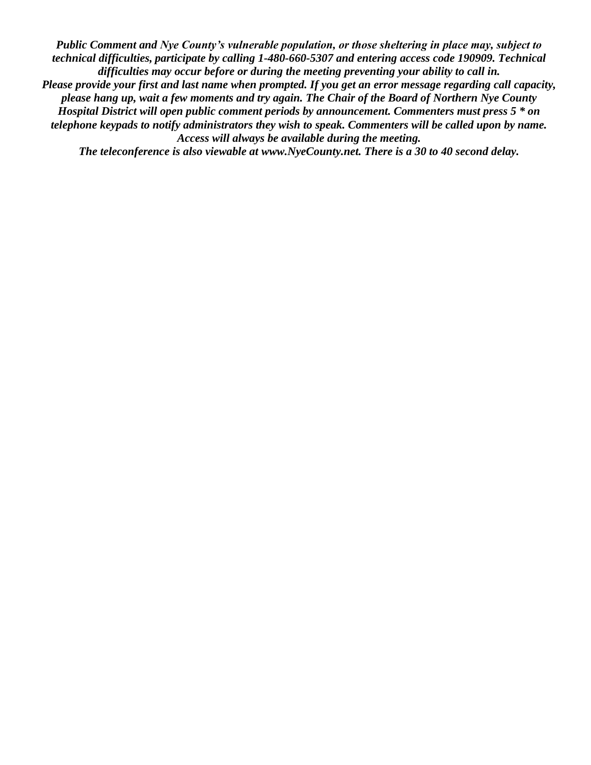***Public Comment and Nye County's vulnerable population, or those sheltering in place may, subject to technical difficulties, participate by calling 1-480-660-5307 and entering access code 190909. Technical difficulties may occur before or during the meeting preventing your ability to call in.***

***Please provide your first and last name when prompted. If you get an error message regarding call capacity, please hang up, wait a few moments and try again. The Chair of the Board of Northern Nye County Hospital District will open public comment periods by announcement. Commenters must press 5 * on telephone keypads to notify administrators they wish to speak. Commenters will be called upon by name. Access will always be available during the meeting.***

***The teleconference is also viewable at www.NyeCounty.net. There is a 30 to 40 second delay.***